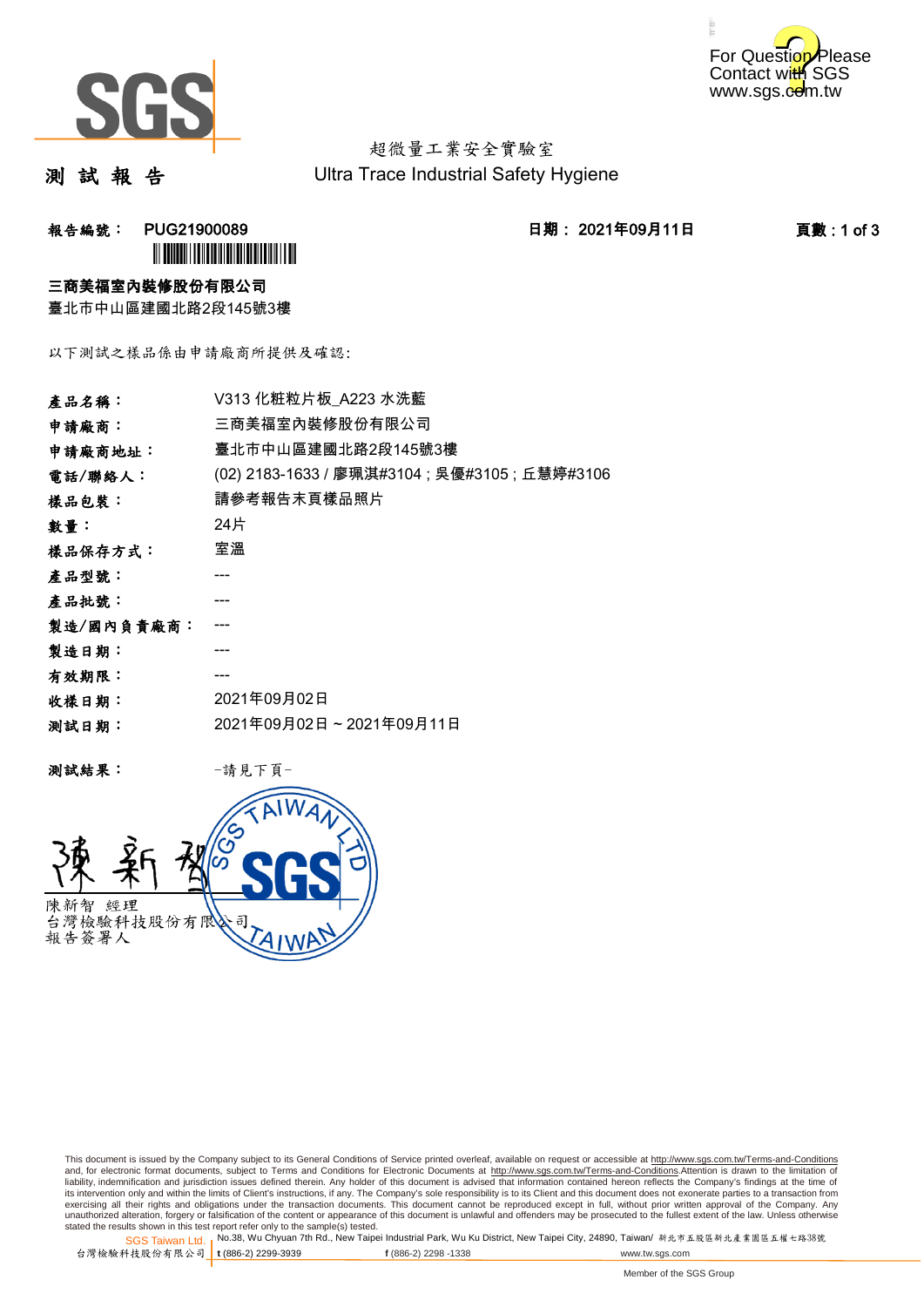超微量工業安全實驗室
Ultra Trace Industrial Safety Hygiene

# 測 試 報 告

**報告編號： PUG21900089**　　**日期： 2021年09月11日**

**三商美福室內裝修股份有限公司**
臺北市中山區建國北路2段145號3樓

以下測試之樣品係由申請廠商所提供及確認:

| | |
|---|---|
| **產品名稱：** | V313 化粧粒片板_A223 水洗藍 |
| **申請廠商：** | 三商美福室內裝修股份有限公司 |
| **申請廠商地址：** | 臺北市中山區建國北路2段145號3樓 |
| **電話/聯絡人：** | (02) 2183-1633 / 廖珮淇#3104；吳優#3105；丘慧婷#3106 |
| **樣品包裝：** | 請參考報告末頁樣品照片 |
| **數量：** | 24片 |
| **樣品保存方式：** | 室溫 |
| **產品型號：** | --- |
| **產品批號：** | --- |
| **製造/國內負責廠商：** | --- |
| **製造日期：** | --- |
| **有效期限：** | --- |
| **收樣日期：** | 2021年09月02日 |
| **測試日期：** | 2021年09月02日 ~ 2021年09月11日 |

**測試結果：**　　-請見下頁-

陳新智 經理
台灣檢驗科技股份有限公司
報告簽署人

This document is issued by the Company subject to its General Conditions of Service printed overleaf, available on request or accessible at http://www.sgs.com.tw/Terms-and-Conditions and, for electronic format documents, subject to Terms and Conditions for Electronic Documents at http://www.sgs.com.tw/Terms-and-Conditions.Attention is drawn to the limitation of liability, indemnification and jurisdiction issues defined therein. Any holder of this document is advised that information contained hereon reflects the Company's findings at the time of its intervention only and within the limits of Client's instructions, if any. The Company's sole responsibility is to its Client and this document does not exonerate parties to a transaction from exercising all their rights and obligations under the transaction documents. This document cannot be reproduced except in full, without prior written approval of the Company. Any unauthorized alteration, forgery or falsification of the content or appearance of this document is unlawful and offenders may be prosecuted to the fullest extent of the law. Unless otherwise stated the results shown in this test report refer only to the sample(s) tested.

SGS Taiwan Ltd. 台灣檢驗科技股份有限公司 | No.38, Wu Chyuan 7th Rd., New Taipei Industrial Park, Wu Ku District, New Taipei City, 24890, Taiwan/ 新北市五股區新北產業園區五權七路38號 | t (886-2) 2299-3939 | f (886-2) 2298 -1338 | www.tw.sgs.com

Member of the SGS Group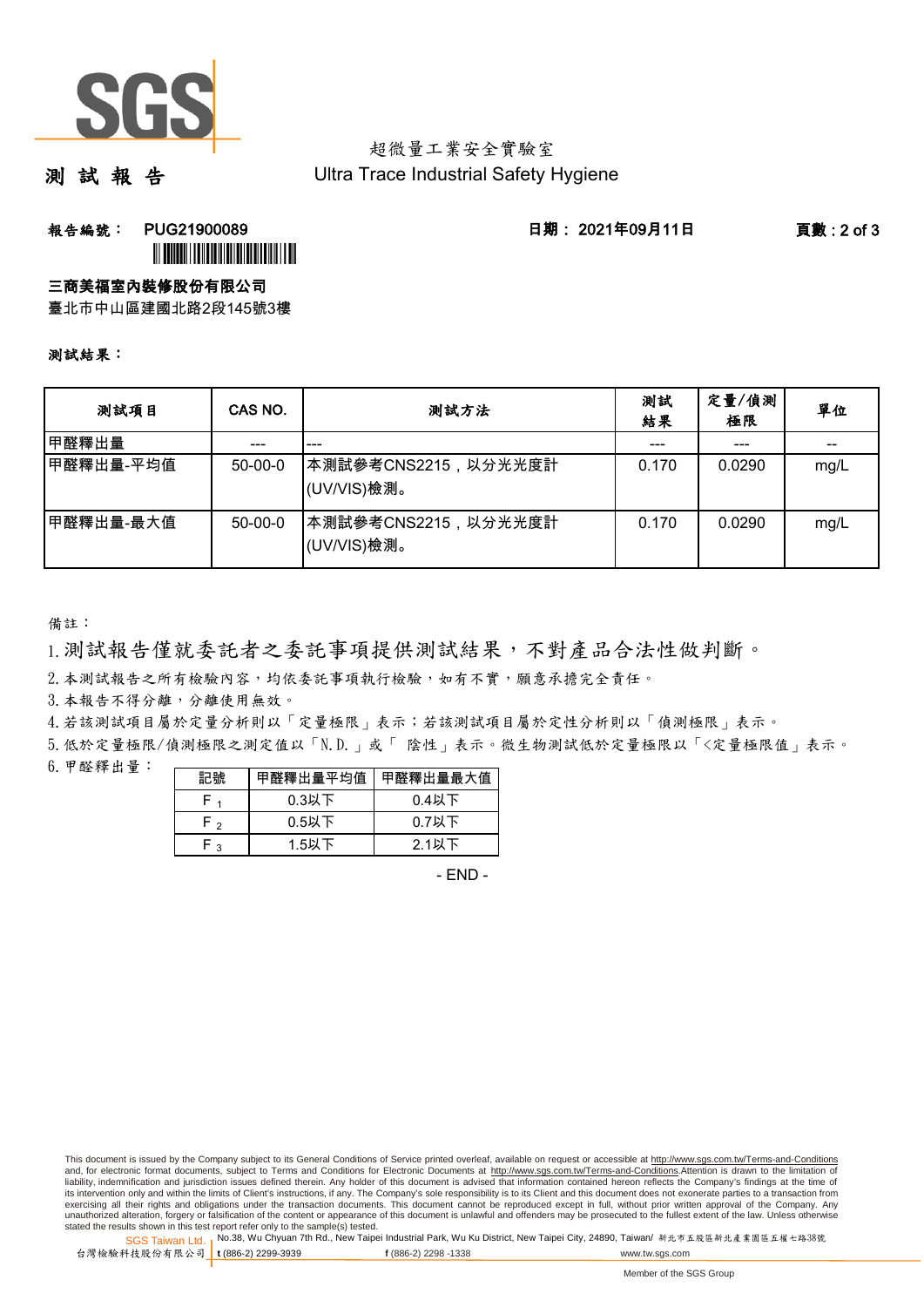超微量工業安全實驗室
Ultra Trace Industrial Safety Hygiene

# 測 試 報 告

**報告編號： PUG21900089** 　　**日期： 2021年09月11日**

**三商美福室內裝修股份有限公司**
臺北市中山區建國北路2段145號3樓

**測試結果：**

| 測試項目 | CAS NO. | 測試方法 | 測試結果 | 定量/偵測極限 | 單位 |
|---|---|---|---|---|---|
| 甲醛釋出量 | --- | --- | --- | --- | -- |
| 甲醛釋出量-平均值 | 50-00-0 | 本測試參考CNS2215，以分光光度計(UV/VIS)檢測。 | 0.170 | 0.0290 | mg/L |
| 甲醛釋出量-最大值 | 50-00-0 | 本測試參考CNS2215，以分光光度計(UV/VIS)檢測。 | 0.170 | 0.0290 | mg/L |

備註：

1. 測試報告僅就委託者之委託事項提供測試結果，不對產品合法性做判斷。
2. 本測試報告之所有檢驗內容，均依委託事項執行檢驗，如有不實，願意承擔完全責任。
3. 本報告不得分離，分離使用無效。
4. 若該測試項目屬於定量分析則以「定量極限」表示；若該測試項目屬於定性分析則以「偵測極限」表示。
5. 低於定量極限/偵測極限之測定值以「N.D.」或「 陰性」表示。微生物測試低於定量極限以「<定量極限值」表示。
6. 甲醛釋出量：

| 記號 | 甲醛釋出量平均值 | 甲醛釋出量最大值 |
|---|---|---|
| $F_1$ | 0.3以下 | 0.4以下 |
| $F_2$ | 0.5以下 | 0.7以下 |
| $F_3$ | 1.5以下 | 2.1以下 |

- END -

This document is issued by the Company subject to its General Conditions of Service printed overleaf, available on request or accessible at http://www.sgs.com.tw/Terms-and-Conditions and, for electronic format documents, subject to Terms and Conditions for Electronic Documents at http://www.sgs.com.tw/Terms-and-Conditions.Attention is drawn to the limitation of liability, indemnification and jurisdiction issues defined therein. Any holder of this document is advised that information contained hereon reflects the Company's findings at the time of its intervention only and within the limits of Client's instructions, if any. The Company's sole responsibility is to its Client and this document does not exonerate parties to a transaction from exercising all their rights and obligations under the transaction documents. This document cannot be reproduced except in full, without prior written approval of the Company. Any unauthorized alteration, forgery or falsification of the content or appearance of this document is unlawful and offenders may be prosecuted to the fullest extent of the law. Unless otherwise stated the results shown in this test report refer only to the sample(s) tested.

SGS Taiwan Ltd. 台灣檢驗科技股份有限公司 | No.38, Wu Chyuan 7th Rd., New Taipei Industrial Park, Wu Ku District, New Taipei City, 24890, Taiwan/ 新北市五股區新北產業園區五權七路38號 | t (886-2) 2299-3939 f (886-2) 2298 -1338 www.tw.sgs.com

Member of the SGS Group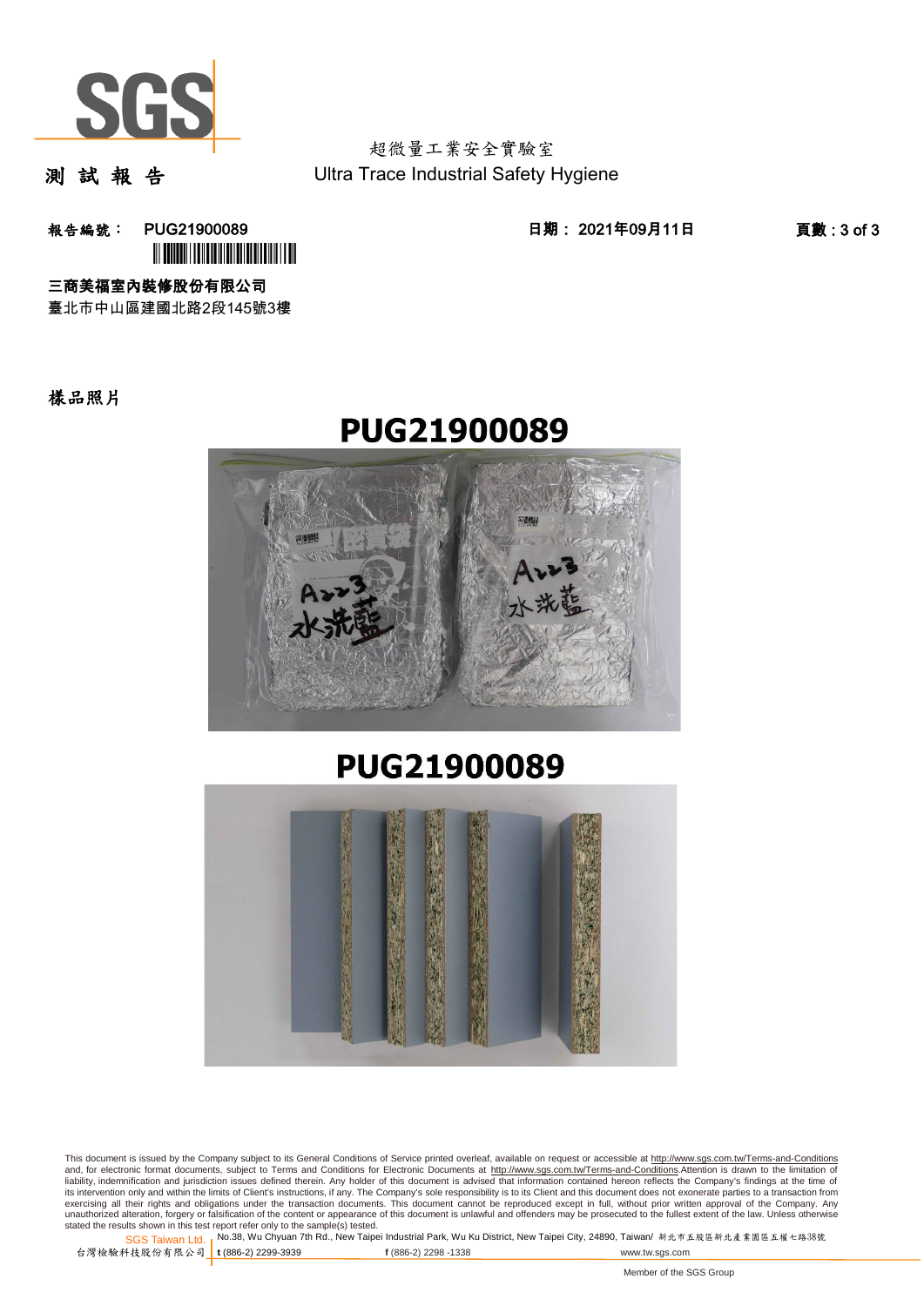超微量工業安全實驗室

# 測 試 報 告

Ultra Trace Industrial Safety Hygiene

報告編號： PUG21900089　　　日期： 2021年09月11日

**三商美福室內裝修股份有限公司**

臺北市中山區建國北路2段145號3樓

## 樣品照片

**PUG21900089**

**PUG21900089**

This document is issued by the Company subject to its General Conditions of Service printed overleaf, available on request or accessible at http://www.sgs.com.tw/Terms-and-Conditions and, for electronic format documents, subject to Terms and Conditions for Electronic Documents at http://www.sgs.com.tw/Terms-and-Conditions.Attention is drawn to the limitation of liability, indemnification and jurisdiction issues defined therein. Any holder of this document is advised that information contained hereon reflects the Company's findings at the time of its intervention only and within the limits of Client's instructions, if any. The Company's sole responsibility is to its Client and this document does not exonerate parties to a transaction from exercising all their rights and obligations under the transaction documents. This document cannot be reproduced except in full, without prior written approval of the Company. Any unauthorized alteration, forgery or falsification of the content or appearance of this document is unlawful and offenders may be prosecuted to the fullest extent of the law. Unless otherwise stated the results shown in this test report refer only to the sample(s) tested.

SGS Taiwan Ltd. 台灣檢驗科技股份有限公司 | No.38, Wu Chyuan 7th Rd., New Taipei Industrial Park, Wu Ku District, New Taipei City, 24890, Taiwan/ 新北市五股區新北產業園區五權七路38號 t (886-2) 2299-3939 f (886-2) 2298 -1338 www.tw.sgs.com

Member of the SGS Group